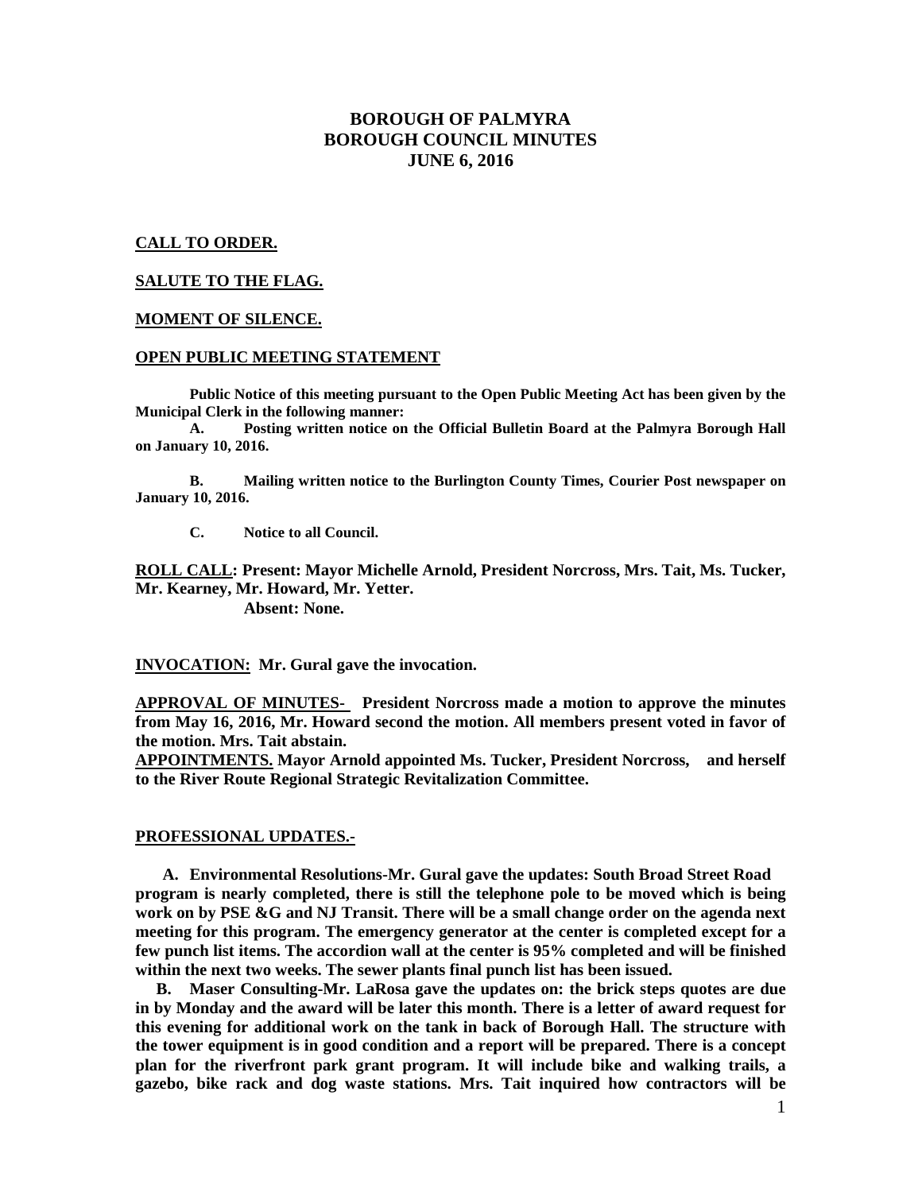# BOROUGH OF PALMYRA
# BOROUGH COUNCIL MINUTES
# JUNE 6, 2016

**CALL TO ORDER.**

**SALUTE TO THE FLAG.**

**MOMENT OF SILENCE.**

**OPEN PUBLIC MEETING STATEMENT**

**Public Notice of this meeting pursuant to the Open Public Meeting Act has been given by the Municipal Clerk in the following manner:**

**A. Posting written notice on the Official Bulletin Board at the Palmyra Borough Hall on January 10, 2016.**

**B. Mailing written notice to the Burlington County Times, Courier Post newspaper on January 10, 2016.**

**C. Notice to all Council.**

**ROLL CALL: Present: Mayor Michelle Arnold, President Norcross, Mrs. Tait, Ms. Tucker, Mr. Kearney, Mr. Howard, Mr. Yetter.**
**Absent: None.**

**INVOCATION: Mr. Gural gave the invocation.**

**APPROVAL OF MINUTES- President Norcross made a motion to approve the minutes from May 16, 2016, Mr. Howard second the motion. All members present voted in favor of the motion. Mrs. Tait abstain.**

**APPOINTMENTS. Mayor Arnold appointed Ms. Tucker, President Norcross, and herself to the River Route Regional Strategic Revitalization Committee.**

**PROFESSIONAL UPDATES.-**

**A. Environmental Resolutions-Mr. Gural gave the updates: South Broad Street Road program is nearly completed, there is still the telephone pole to be moved which is being work on by PSE &G and NJ Transit. There will be a small change order on the agenda next meeting for this program. The emergency generator at the center is completed except for a few punch list items. The accordion wall at the center is 95% completed and will be finished within the next two weeks. The sewer plants final punch list has been issued.**

**B. Maser Consulting-Mr. LaRosa gave the updates on: the brick steps quotes are due in by Monday and the award will be later this month. There is a letter of award request for this evening for additional work on the tank in back of Borough Hall. The structure with the tower equipment is in good condition and a report will be prepared. There is a concept plan for the riverfront park grant program. It will include bike and walking trails, a gazebo, bike rack and dog waste stations. Mrs. Tait inquired how contractors will be**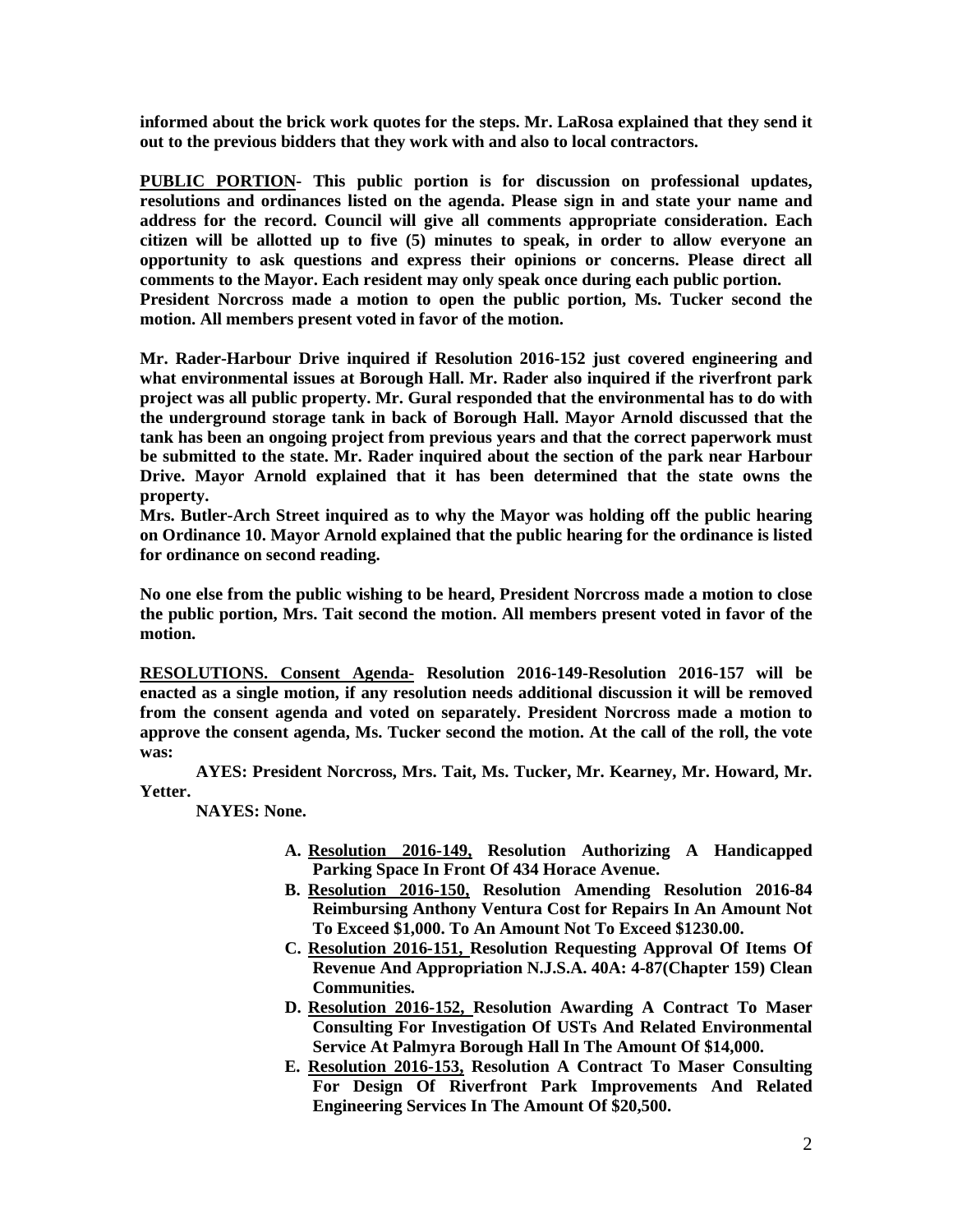**informed about the brick work quotes for the steps. Mr. LaRosa explained that they send it out to the previous bidders that they work with and also to local contractors.**

**PUBLIC PORTION- This public portion is for discussion on professional updates, resolutions and ordinances listed on the agenda. Please sign in and state your name and address for the record. Council will give all comments appropriate consideration. Each citizen will be allotted up to five (5) minutes to speak, in order to allow everyone an opportunity to ask questions and express their opinions or concerns. Please direct all comments to the Mayor. Each resident may only speak once during each public portion.**
**President Norcross made a motion to open the public portion, Ms. Tucker second the motion. All members present voted in favor of the motion.**

**Mr. Rader-Harbour Drive inquired if Resolution 2016-152 just covered engineering and what environmental issues at Borough Hall. Mr. Rader also inquired if the riverfront park project was all public property. Mr. Gural responded that the environmental has to do with the underground storage tank in back of Borough Hall. Mayor Arnold discussed that the tank has been an ongoing project from previous years and that the correct paperwork must be submitted to the state. Mr. Rader inquired about the section of the park near Harbour Drive. Mayor Arnold explained that it has been determined that the state owns the property.**
**Mrs. Butler-Arch Street inquired as to why the Mayor was holding off the public hearing on Ordinance 10. Mayor Arnold explained that the public hearing for the ordinance is listed for ordinance on second reading.**

**No one else from the public wishing to be heard, President Norcross made a motion to close the public portion, Mrs. Tait second the motion. All members present voted in favor of the motion.**

**RESOLUTIONS. Consent Agenda- Resolution 2016-149-Resolution 2016-157 will be enacted as a single motion, if any resolution needs additional discussion it will be removed from the consent agenda and voted on separately. President Norcross made a motion to approve the consent agenda, Ms. Tucker second the motion. At the call of the roll, the vote was:**

**AYES: President Norcross, Mrs. Tait, Ms. Tucker, Mr. Kearney, Mr. Howard, Mr. Yetter.**

**NAYES: None.**

- **A. Resolution 2016-149, Resolution Authorizing A Handicapped Parking Space In Front Of 434 Horace Avenue.**
- **B. Resolution 2016-150, Resolution Amending Resolution 2016-84 Reimbursing Anthony Ventura Cost for Repairs In An Amount Not To Exceed \$1,000. To An Amount Not To Exceed \$1230.00.**
- **C. Resolution 2016-151, Resolution Requesting Approval Of Items Of Revenue And Appropriation N.J.S.A. 40A: 4-87(Chapter 159) Clean Communities.**
- **D. Resolution 2016-152, Resolution Awarding A Contract To Maser Consulting For Investigation Of USTs And Related Environmental Service At Palmyra Borough Hall In The Amount Of \$14,000.**
- **E. Resolution 2016-153, Resolution A Contract To Maser Consulting For Design Of Riverfront Park Improvements And Related Engineering Services In The Amount Of \$20,500.**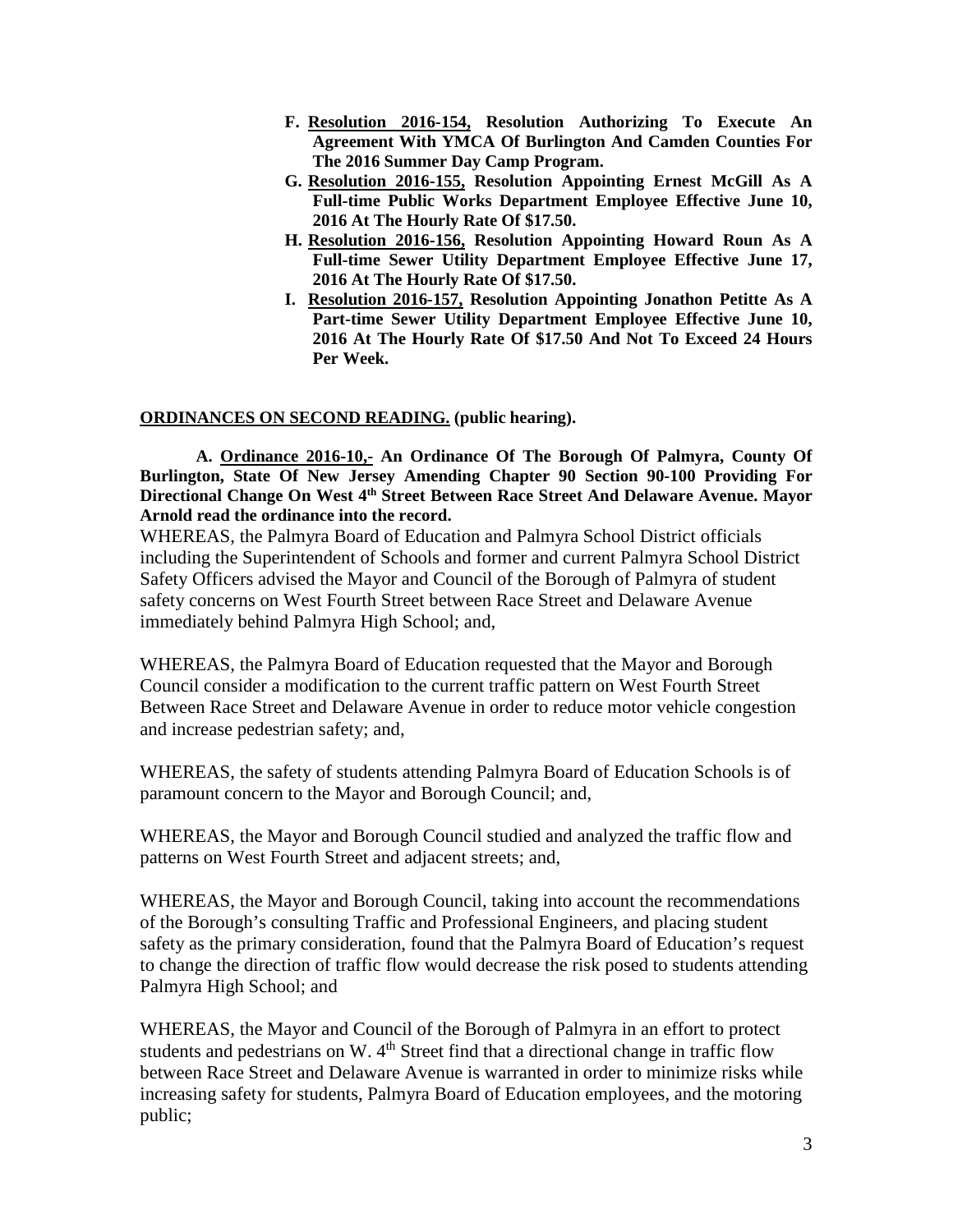- **F.** **Resolution 2016-154, Resolution Authorizing To Execute An Agreement With YMCA Of Burlington And Camden Counties For The 2016 Summer Day Camp Program.**
- **G.** **Resolution 2016-155, Resolution Appointing Ernest McGill As A Full-time Public Works Department Employee Effective June 10, 2016 At The Hourly Rate Of $17.50.**
- **H.** **Resolution 2016-156, Resolution Appointing Howard Roun As A Full-time Sewer Utility Department Employee Effective June 17, 2016 At The Hourly Rate Of $17.50.**
- **I.** **Resolution 2016-157, Resolution Appointing Jonathon Petitte As A Part-time Sewer Utility Department Employee Effective June 10, 2016 At The Hourly Rate Of $17.50 And Not To Exceed 24 Hours Per Week.**

**ORDINANCES ON SECOND READING. (public hearing).**

**A. Ordinance 2016-10,- An Ordinance Of The Borough Of Palmyra, County Of Burlington, State Of New Jersey Amending Chapter 90 Section 90-100 Providing For Directional Change On West 4th Street Between Race Street And Delaware Avenue. Mayor Arnold read the ordinance into the record.**

WHEREAS, the Palmyra Board of Education and Palmyra School District officials including the Superintendent of Schools and former and current Palmyra School District Safety Officers advised the Mayor and Council of the Borough of Palmyra of student safety concerns on West Fourth Street between Race Street and Delaware Avenue immediately behind Palmyra High School; and,

WHEREAS, the Palmyra Board of Education requested that the Mayor and Borough Council consider a modification to the current traffic pattern on West Fourth Street Between Race Street and Delaware Avenue in order to reduce motor vehicle congestion and increase pedestrian safety; and,

WHEREAS, the safety of students attending Palmyra Board of Education Schools is of paramount concern to the Mayor and Borough Council; and,

WHEREAS, the Mayor and Borough Council studied and analyzed the traffic flow and patterns on West Fourth Street and adjacent streets; and,

WHEREAS, the Mayor and Borough Council, taking into account the recommendations of the Borough's consulting Traffic and Professional Engineers, and placing student safety as the primary consideration, found that the Palmyra Board of Education's request to change the direction of traffic flow would decrease the risk posed to students attending Palmyra High School; and

WHEREAS, the Mayor and Council of the Borough of Palmyra in an effort to protect students and pedestrians on W. 4th Street find that a directional change in traffic flow between Race Street and Delaware Avenue is warranted in order to minimize risks while increasing safety for students, Palmyra Board of Education employees, and the motoring public;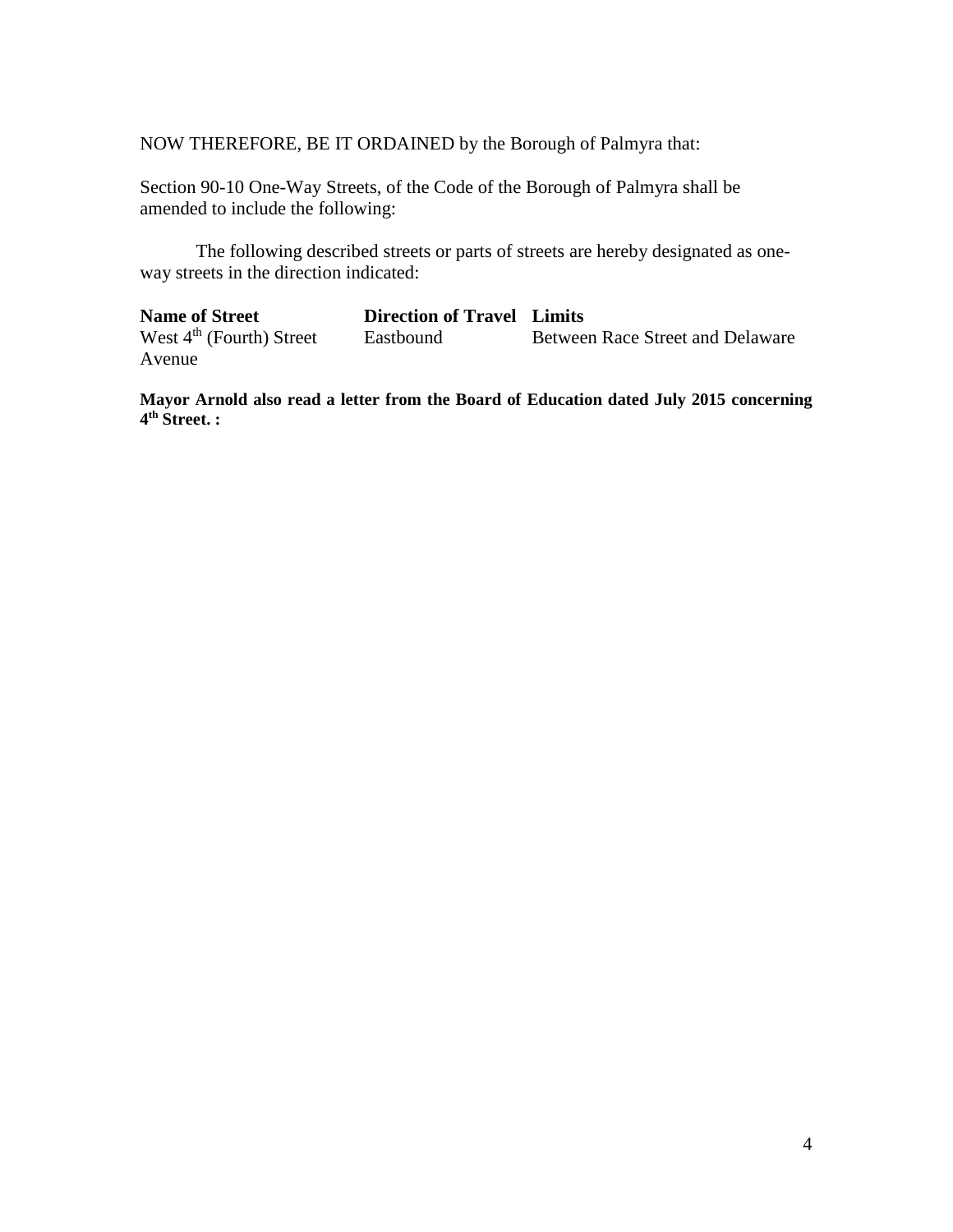NOW THEREFORE, BE IT ORDAINED by the Borough of Palmyra that:

Section 90-10 One-Way Streets, of the Code of the Borough of Palmyra shall be amended to include the following:

The following described streets or parts of streets are hereby designated as one-way streets in the direction indicated:

| **Name of Street** | **Direction of Travel** | **Limits** |
| --- | --- | --- |
| West 4th (Fourth) Street | Eastbound | Between Race Street and Delaware Avenue |

**Mayor Arnold also read a letter from the Board of Education dated July 2015 concerning 4th Street. :**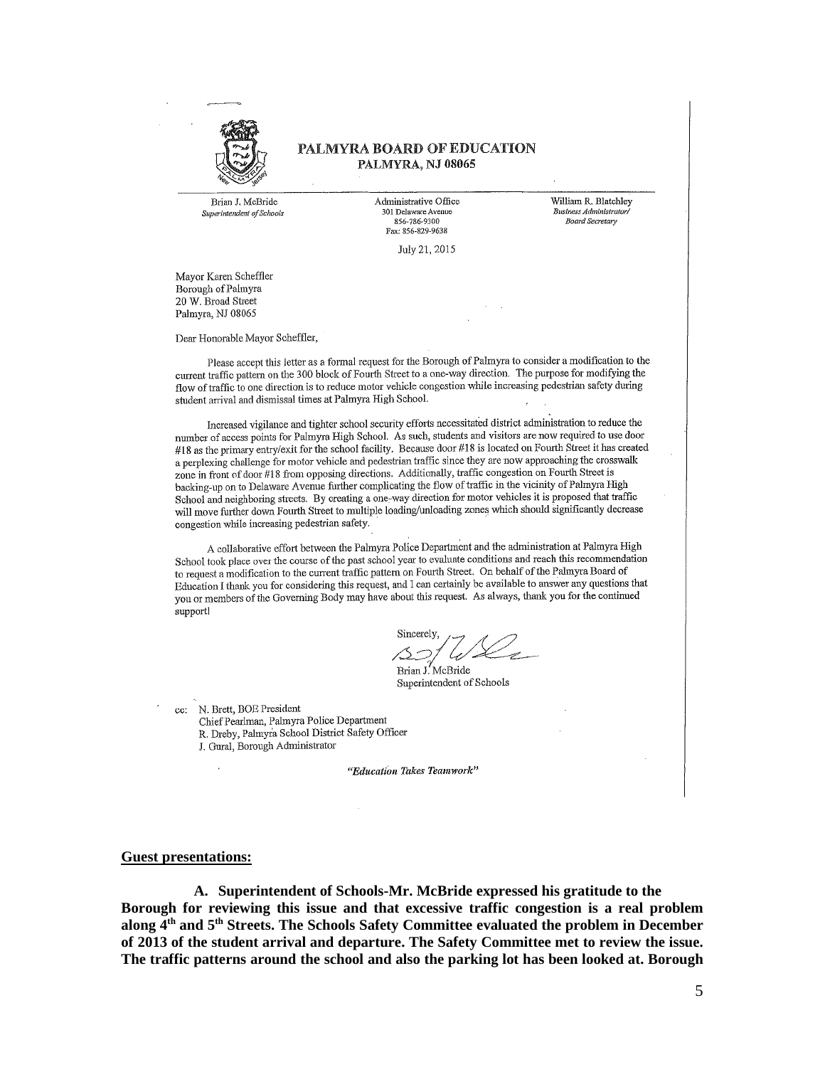**PALMYRA BOARD OF EDUCATION**
**PALMYRA, NJ 08065**

Brian J. McBride
*Superintendent of Schools*

Administrative Office
301 Delaware Avenue
856-786-9300
Fax: 856-829-9638

William R. Blatchley
*Business Administrator/ Board Secretary*

July 21, 2015

Mayor Karen Scheffler
Borough of Palmyra
20 W. Broad Street
Palmyra, NJ 08065

Dear Honorable Mayor Scheffler,

Please accept this letter as a formal request for the Borough of Palmyra to consider a modification to the current traffic pattern on the 300 block of Fourth Street to a one-way direction. The purpose for modifying the flow of traffic to one direction is to reduce motor vehicle congestion while increasing pedestrian safety during student arrival and dismissal times at Palmyra High School.

Increased vigilance and tighter school security efforts necessitated district administration to reduce the number of access points for Palmyra High School. As such, students and visitors are now required to use door #18 as the primary entry/exit for the school facility. Because door #18 is located on Fourth Street it has created a perplexing challenge for motor vehicle and pedestrian traffic since they are now approaching the crosswalk zone in front of door #18 from opposing directions. Additionally, traffic congestion on Fourth Street is backing-up on to Delaware Avenue further complicating the flow of traffic in the vicinity of Palmyra High School and neighboring streets. By creating a one-way direction for motor vehicles it is proposed that traffic will move further down Fourth Street to multiple loading/unloading zones which should significantly decrease congestion while increasing pedestrian safety.

A collaborative effort between the Palmyra Police Department and the administration at Palmyra High School took place over the course of the past school year to evaluate conditions and reach this recommendation to request a modification to the current traffic pattern on Fourth Street. On behalf of the Palmyra Board of Education I thank you for considering this request, and I can certainly be available to answer any questions that you or members of the Governing Body may have about this request. As always, thank you for the continued support!

Sincerely,

Brian J. McBride
Superintendent of Schools

cc: N. Brett, BOE President
Chief Pearlman, Palmyra Police Department
R. Dreby, Palmyra School District Safety Officer
J. Gural, Borough Administrator

*"Education Takes Teamwork"*

**Guest presentations:**

**A. Superintendent of Schools-Mr. McBride expressed his gratitude to the Borough for reviewing this issue and that excessive traffic congestion is a real problem along 4th and 5th Streets. The Schools Safety Committee evaluated the problem in December of 2013 of the student arrival and departure. The Safety Committee met to review the issue. The traffic patterns around the school and also the parking lot has been looked at. Borough**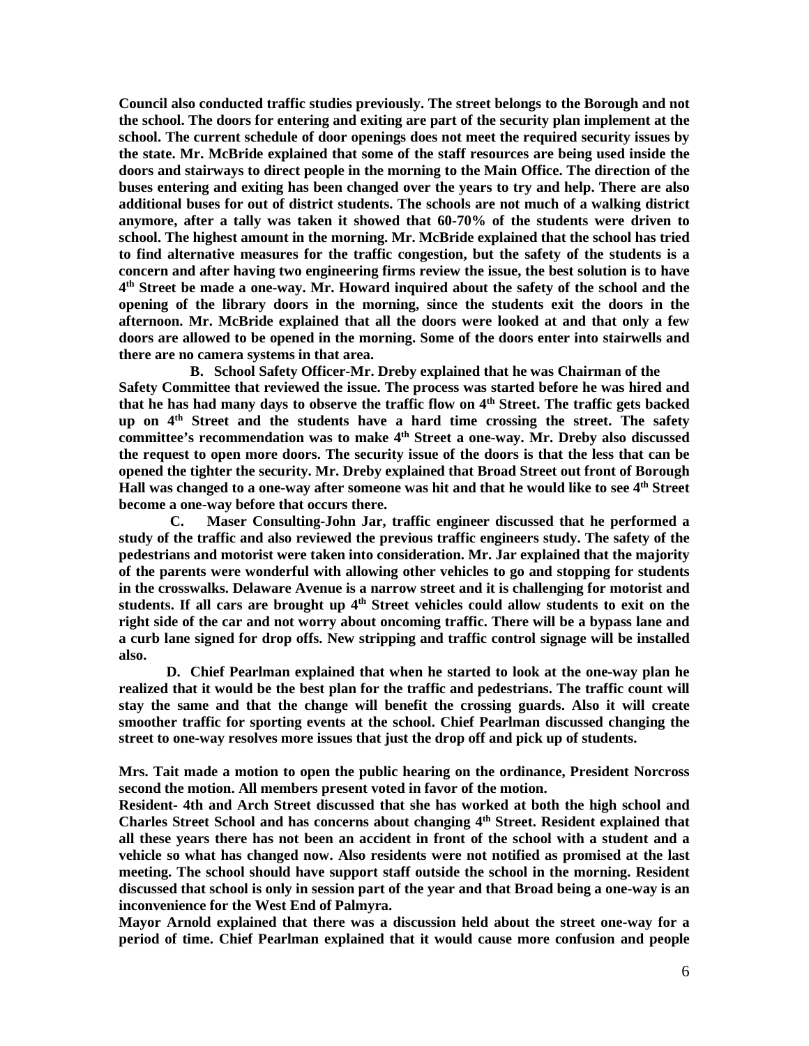**Council also conducted traffic studies previously. The street belongs to the Borough and not the school. The doors for entering and exiting are part of the security plan implement at the school. The current schedule of door openings does not meet the required security issues by the state. Mr. McBride explained that some of the staff resources are being used inside the doors and stairways to direct people in the morning to the Main Office. The direction of the buses entering and exiting has been changed over the years to try and help. There are also additional buses for out of district students. The schools are not much of a walking district anymore, after a tally was taken it showed that 60-70% of the students were driven to school. The highest amount in the morning. Mr. McBride explained that the school has tried to find alternative measures for the traffic congestion, but the safety of the students is a concern and after having two engineering firms review the issue, the best solution is to have 4th Street be made a one-way. Mr. Howard inquired about the safety of the school and the opening of the library doors in the morning, since the students exit the doors in the afternoon. Mr. McBride explained that all the doors were looked at and that only a few doors are allowed to be opened in the morning. Some of the doors enter into stairwells and there are no camera systems in that area.**

**B. School Safety Officer-Mr. Dreby explained that he was Chairman of the Safety Committee that reviewed the issue. The process was started before he was hired and that he has had many days to observe the traffic flow on 4th Street. The traffic gets backed up on 4th Street and the students have a hard time crossing the street. The safety committee's recommendation was to make 4th Street a one-way. Mr. Dreby also discussed the request to open more doors. The security issue of the doors is that the less that can be opened the tighter the security. Mr. Dreby explained that Broad Street out front of Borough Hall was changed to a one-way after someone was hit and that he would like to see 4th Street become a one-way before that occurs there.**

**C. Maser Consulting-John Jar, traffic engineer discussed that he performed a study of the traffic and also reviewed the previous traffic engineers study. The safety of the pedestrians and motorist were taken into consideration. Mr. Jar explained that the majority of the parents were wonderful with allowing other vehicles to go and stopping for students in the crosswalks. Delaware Avenue is a narrow street and it is challenging for motorist and students. If all cars are brought up 4th Street vehicles could allow students to exit on the right side of the car and not worry about oncoming traffic. There will be a bypass lane and a curb lane signed for drop offs. New stripping and traffic control signage will be installed also.**

**D. Chief Pearlman explained that when he started to look at the one-way plan he realized that it would be the best plan for the traffic and pedestrians. The traffic count will stay the same and that the change will benefit the crossing guards. Also it will create smoother traffic for sporting events at the school. Chief Pearlman discussed changing the street to one-way resolves more issues that just the drop off and pick up of students.**

**Mrs. Tait made a motion to open the public hearing on the ordinance, President Norcross second the motion. All members present voted in favor of the motion.**

**Resident- 4th and Arch Street discussed that she has worked at both the high school and Charles Street School and has concerns about changing 4th Street. Resident explained that all these years there has not been an accident in front of the school with a student and a vehicle so what has changed now. Also residents were not notified as promised at the last meeting. The school should have support staff outside the school in the morning. Resident discussed that school is only in session part of the year and that Broad being a one-way is an inconvenience for the West End of Palmyra.**

**Mayor Arnold explained that there was a discussion held about the street one-way for a period of time. Chief Pearlman explained that it would cause more confusion and people**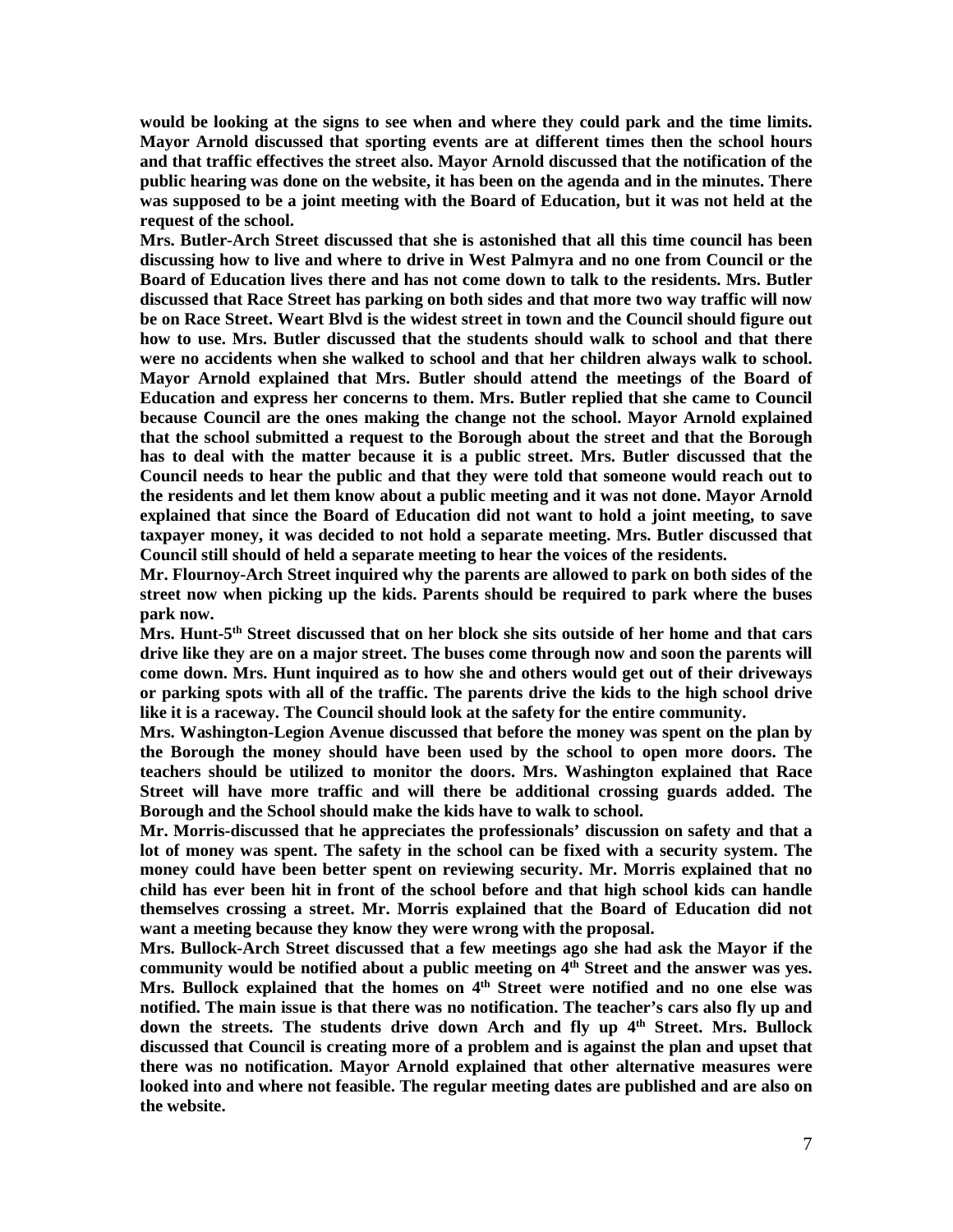**would be looking at the signs to see when and where they could park and the time limits. Mayor Arnold discussed that sporting events are at different times then the school hours and that traffic effectives the street also. Mayor Arnold discussed that the notification of the public hearing was done on the website, it has been on the agenda and in the minutes. There was supposed to be a joint meeting with the Board of Education, but it was not held at the request of the school.**

**Mrs. Butler-Arch Street discussed that she is astonished that all this time council has been discussing how to live and where to drive in West Palmyra and no one from Council or the Board of Education lives there and has not come down to talk to the residents. Mrs. Butler discussed that Race Street has parking on both sides and that more two way traffic will now be on Race Street. Weart Blvd is the widest street in town and the Council should figure out how to use. Mrs. Butler discussed that the students should walk to school and that there were no accidents when she walked to school and that her children always walk to school. Mayor Arnold explained that Mrs. Butler should attend the meetings of the Board of Education and express her concerns to them. Mrs. Butler replied that she came to Council because Council are the ones making the change not the school. Mayor Arnold explained that the school submitted a request to the Borough about the street and that the Borough has to deal with the matter because it is a public street. Mrs. Butler discussed that the Council needs to hear the public and that they were told that someone would reach out to the residents and let them know about a public meeting and it was not done. Mayor Arnold explained that since the Board of Education did not want to hold a joint meeting, to save taxpayer money, it was decided to not hold a separate meeting. Mrs. Butler discussed that Council still should of held a separate meeting to hear the voices of the residents.**

**Mr. Flournoy-Arch Street inquired why the parents are allowed to park on both sides of the street now when picking up the kids. Parents should be required to park where the buses park now.**

**Mrs. Hunt-5th Street discussed that on her block she sits outside of her home and that cars drive like they are on a major street. The buses come through now and soon the parents will come down. Mrs. Hunt inquired as to how she and others would get out of their driveways or parking spots with all of the traffic. The parents drive the kids to the high school drive like it is a raceway. The Council should look at the safety for the entire community.**

**Mrs. Washington-Legion Avenue discussed that before the money was spent on the plan by the Borough the money should have been used by the school to open more doors. The teachers should be utilized to monitor the doors. Mrs. Washington explained that Race Street will have more traffic and will there be additional crossing guards added. The Borough and the School should make the kids have to walk to school.**

**Mr. Morris-discussed that he appreciates the professionals' discussion on safety and that a lot of money was spent. The safety in the school can be fixed with a security system. The money could have been better spent on reviewing security. Mr. Morris explained that no child has ever been hit in front of the school before and that high school kids can handle themselves crossing a street. Mr. Morris explained that the Board of Education did not want a meeting because they know they were wrong with the proposal.**

**Mrs. Bullock-Arch Street discussed that a few meetings ago she had ask the Mayor if the community would be notified about a public meeting on 4th Street and the answer was yes. Mrs. Bullock explained that the homes on 4th Street were notified and no one else was notified. The main issue is that there was no notification. The teacher's cars also fly up and down the streets. The students drive down Arch and fly up 4th Street. Mrs. Bullock discussed that Council is creating more of a problem and is against the plan and upset that there was no notification. Mayor Arnold explained that other alternative measures were looked into and where not feasible. The regular meeting dates are published and are also on the website.**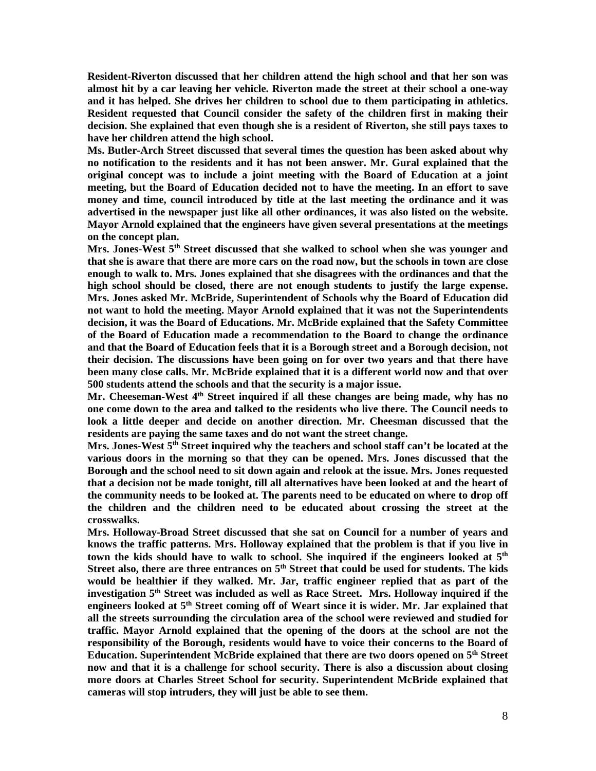**Resident-Riverton discussed that her children attend the high school and that her son was almost hit by a car leaving her vehicle. Riverton made the street at their school a one-way and it has helped. She drives her children to school due to them participating in athletics. Resident requested that Council consider the safety of the children first in making their decision. She explained that even though she is a resident of Riverton, she still pays taxes to have her children attend the high school.**

**Ms. Butler-Arch Street discussed that several times the question has been asked about why no notification to the residents and it has not been answer. Mr. Gural explained that the original concept was to include a joint meeting with the Board of Education at a joint meeting, but the Board of Education decided not to have the meeting. In an effort to save money and time, council introduced by title at the last meeting the ordinance and it was advertised in the newspaper just like all other ordinances, it was also listed on the website. Mayor Arnold explained that the engineers have given several presentations at the meetings on the concept plan.**

**Mrs. Jones-West 5th Street discussed that she walked to school when she was younger and that she is aware that there are more cars on the road now, but the schools in town are close enough to walk to. Mrs. Jones explained that she disagrees with the ordinances and that the high school should be closed, there are not enough students to justify the large expense. Mrs. Jones asked Mr. McBride, Superintendent of Schools why the Board of Education did not want to hold the meeting. Mayor Arnold explained that it was not the Superintendents decision, it was the Board of Educations. Mr. McBride explained that the Safety Committee of the Board of Education made a recommendation to the Board to change the ordinance and that the Board of Education feels that it is a Borough street and a Borough decision, not their decision. The discussions have been going on for over two years and that there have been many close calls. Mr. McBride explained that it is a different world now and that over 500 students attend the schools and that the security is a major issue.**

**Mr. Cheeseman-West 4th Street inquired if all these changes are being made, why has no one come down to the area and talked to the residents who live there. The Council needs to look a little deeper and decide on another direction. Mr. Cheesman discussed that the residents are paying the same taxes and do not want the street change.**

**Mrs. Jones-West 5th Street inquired why the teachers and school staff can't be located at the various doors in the morning so that they can be opened. Mrs. Jones discussed that the Borough and the school need to sit down again and relook at the issue. Mrs. Jones requested that a decision not be made tonight, till all alternatives have been looked at and the heart of the community needs to be looked at. The parents need to be educated on where to drop off the children and the children need to be educated about crossing the street at the crosswalks.**

**Mrs. Holloway-Broad Street discussed that she sat on Council for a number of years and knows the traffic patterns. Mrs. Holloway explained that the problem is that if you live in town the kids should have to walk to school. She inquired if the engineers looked at 5th Street also, there are three entrances on 5th Street that could be used for students. The kids would be healthier if they walked. Mr. Jar, traffic engineer replied that as part of the investigation 5th Street was included as well as Race Street. Mrs. Holloway inquired if the engineers looked at 5th Street coming off of Weart since it is wider. Mr. Jar explained that all the streets surrounding the circulation area of the school were reviewed and studied for traffic. Mayor Arnold explained that the opening of the doors at the school are not the responsibility of the Borough, residents would have to voice their concerns to the Board of Education. Superintendent McBride explained that there are two doors opened on 5th Street now and that it is a challenge for school security. There is also a discussion about closing more doors at Charles Street School for security. Superintendent McBride explained that cameras will stop intruders, they will just be able to see them.**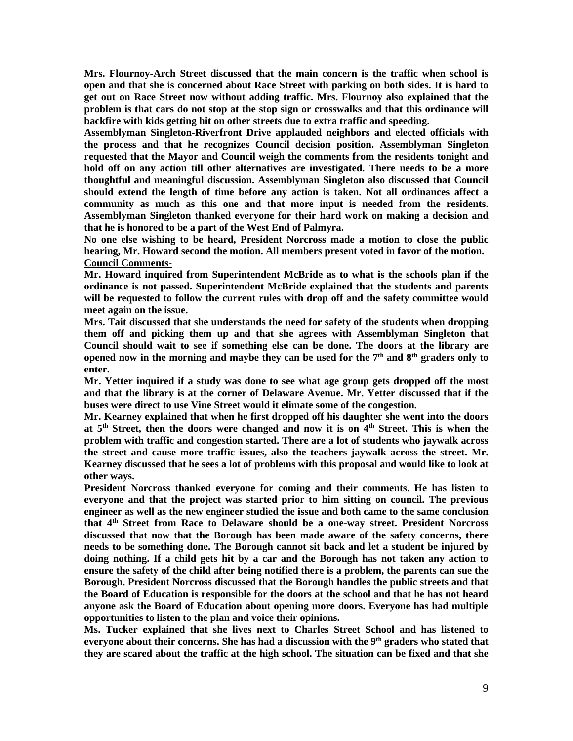**Mrs. Flournoy-Arch Street discussed that the main concern is the traffic when school is open and that she is concerned about Race Street with parking on both sides. It is hard to get out on Race Street now without adding traffic. Mrs. Flournoy also explained that the problem is that cars do not stop at the stop sign or crosswalks and that this ordinance will backfire with kids getting hit on other streets due to extra traffic and speeding.**

**Assemblyman Singleton-Riverfront Drive applauded neighbors and elected officials with the process and that he recognizes Council decision position. Assemblyman Singleton requested that the Mayor and Council weigh the comments from the residents tonight and hold off on any action till other alternatives are investigated. There needs to be a more thoughtful and meaningful discussion. Assemblyman Singleton also discussed that Council should extend the length of time before any action is taken. Not all ordinances affect a community as much as this one and that more input is needed from the residents. Assemblyman Singleton thanked everyone for their hard work on making a decision and that he is honored to be a part of the West End of Palmyra.**

**No one else wishing to be heard, President Norcross made a motion to close the public hearing, Mr. Howard second the motion. All members present voted in favor of the motion.**

**<u>Council Comments-</u>**

**Mr. Howard inquired from Superintendent McBride as to what is the schools plan if the ordinance is not passed. Superintendent McBride explained that the students and parents will be requested to follow the current rules with drop off and the safety committee would meet again on the issue.**

**Mrs. Tait discussed that she understands the need for safety of the students when dropping them off and picking them up and that she agrees with Assemblyman Singleton that Council should wait to see if something else can be done. The doors at the library are opened now in the morning and maybe they can be used for the 7th and 8th graders only to enter.**

**Mr. Yetter inquired if a study was done to see what age group gets dropped off the most and that the library is at the corner of Delaware Avenue. Mr. Yetter discussed that if the buses were direct to use Vine Street would it elimate some of the congestion.**

**Mr. Kearney explained that when he first dropped off his daughter she went into the doors at 5th Street, then the doors were changed and now it is on 4th Street. This is when the problem with traffic and congestion started. There are a lot of students who jaywalk across the street and cause more traffic issues, also the teachers jaywalk across the street. Mr. Kearney discussed that he sees a lot of problems with this proposal and would like to look at other ways.**

**President Norcross thanked everyone for coming and their comments. He has listen to everyone and that the project was started prior to him sitting on council. The previous engineer as well as the new engineer studied the issue and both came to the same conclusion that 4th Street from Race to Delaware should be a one-way street. President Norcross discussed that now that the Borough has been made aware of the safety concerns, there needs to be something done. The Borough cannot sit back and let a student be injured by doing nothing. If a child gets hit by a car and the Borough has not taken any action to ensure the safety of the child after being notified there is a problem, the parents can sue the Borough. President Norcross discussed that the Borough handles the public streets and that the Board of Education is responsible for the doors at the school and that he has not heard anyone ask the Board of Education about opening more doors. Everyone has had multiple opportunities to listen to the plan and voice their opinions.**

**Ms. Tucker explained that she lives next to Charles Street School and has listened to everyone about their concerns. She has had a discussion with the 9th graders who stated that they are scared about the traffic at the high school. The situation can be fixed and that she**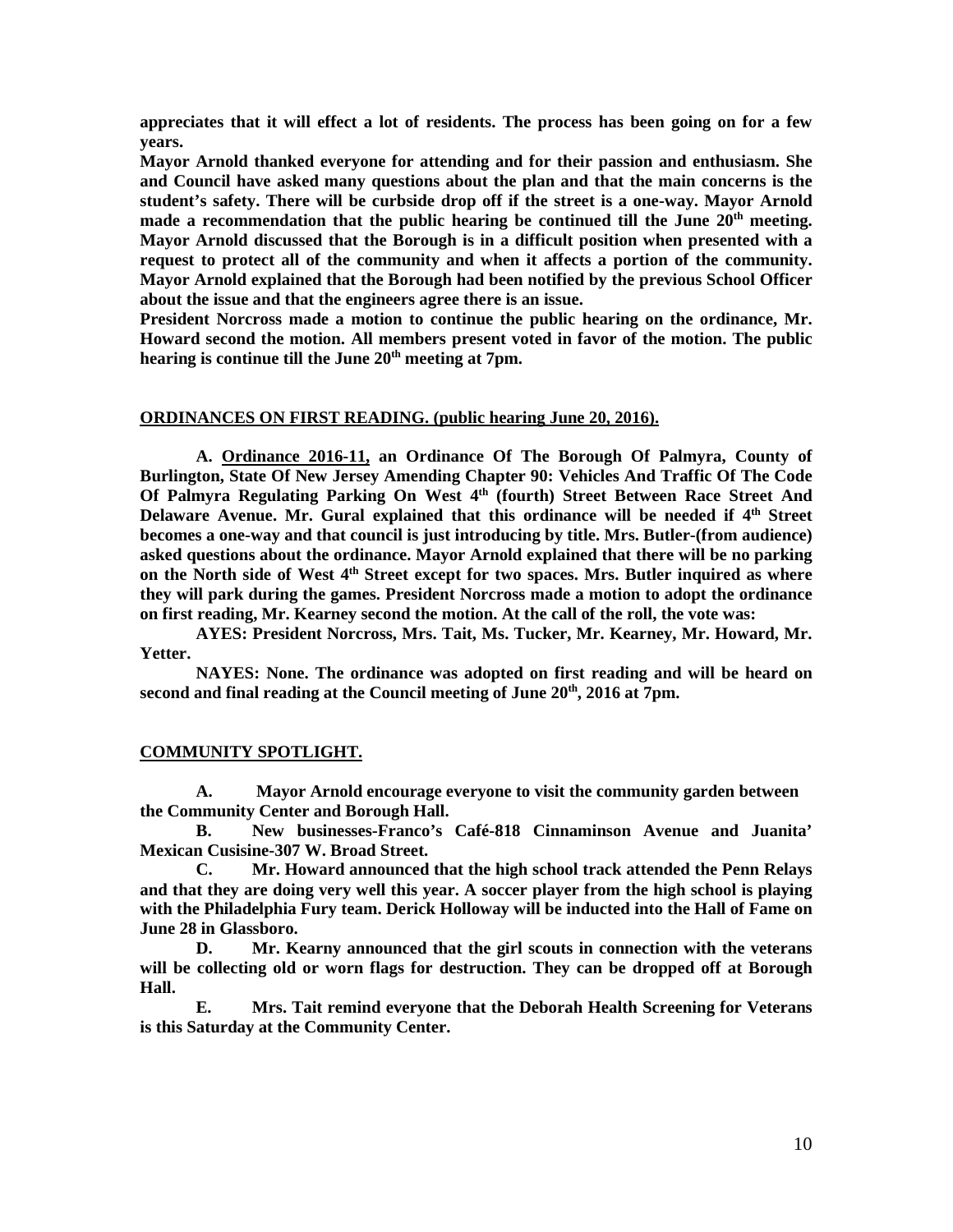**appreciates that it will effect a lot of residents. The process has been going on for a few years.**

**Mayor Arnold thanked everyone for attending and for their passion and enthusiasm. She and Council have asked many questions about the plan and that the main concerns is the student's safety. There will be curbside drop off if the street is a one-way. Mayor Arnold made a recommendation that the public hearing be continued till the June 20th meeting. Mayor Arnold discussed that the Borough is in a difficult position when presented with a request to protect all of the community and when it affects a portion of the community. Mayor Arnold explained that the Borough had been notified by the previous School Officer about the issue and that the engineers agree there is an issue.**

**President Norcross made a motion to continue the public hearing on the ordinance, Mr. Howard second the motion. All members present voted in favor of the motion. The public hearing is continue till the June 20th meeting at 7pm.**

**<u>ORDINANCES ON FIRST READING. (public hearing June 20, 2016).</u>**

**A. <u>Ordinance 2016-11,</u> an Ordinance Of The Borough Of Palmyra, County of Burlington, State Of New Jersey Amending Chapter 90: Vehicles And Traffic Of The Code Of Palmyra Regulating Parking On West 4th (fourth) Street Between Race Street And Delaware Avenue. Mr. Gural explained that this ordinance will be needed if 4th Street becomes a one-way and that council is just introducing by title. Mrs. Butler-(from audience) asked questions about the ordinance. Mayor Arnold explained that there will be no parking on the North side of West 4th Street except for two spaces. Mrs. Butler inquired as where they will park during the games. President Norcross made a motion to adopt the ordinance on first reading, Mr. Kearney second the motion. At the call of the roll, the vote was:**

**AYES: President Norcross, Mrs. Tait, Ms. Tucker, Mr. Kearney, Mr. Howard, Mr. Yetter.**

**NAYES: None. The ordinance was adopted on first reading and will be heard on second and final reading at the Council meeting of June 20th, 2016 at 7pm.**

**<u>COMMUNITY SPOTLIGHT.</u>**

**A. Mayor Arnold encourage everyone to visit the community garden between the Community Center and Borough Hall.**

**B. New businesses-Franco's Café-818 Cinnaminson Avenue and Juanita' Mexican Cusisine-307 W. Broad Street.**

**C. Mr. Howard announced that the high school track attended the Penn Relays and that they are doing very well this year. A soccer player from the high school is playing with the Philadelphia Fury team. Derick Holloway will be inducted into the Hall of Fame on June 28 in Glassboro.**

**D. Mr. Kearny announced that the girl scouts in connection with the veterans will be collecting old or worn flags for destruction. They can be dropped off at Borough Hall.**

**E. Mrs. Tait remind everyone that the Deborah Health Screening for Veterans is this Saturday at the Community Center.**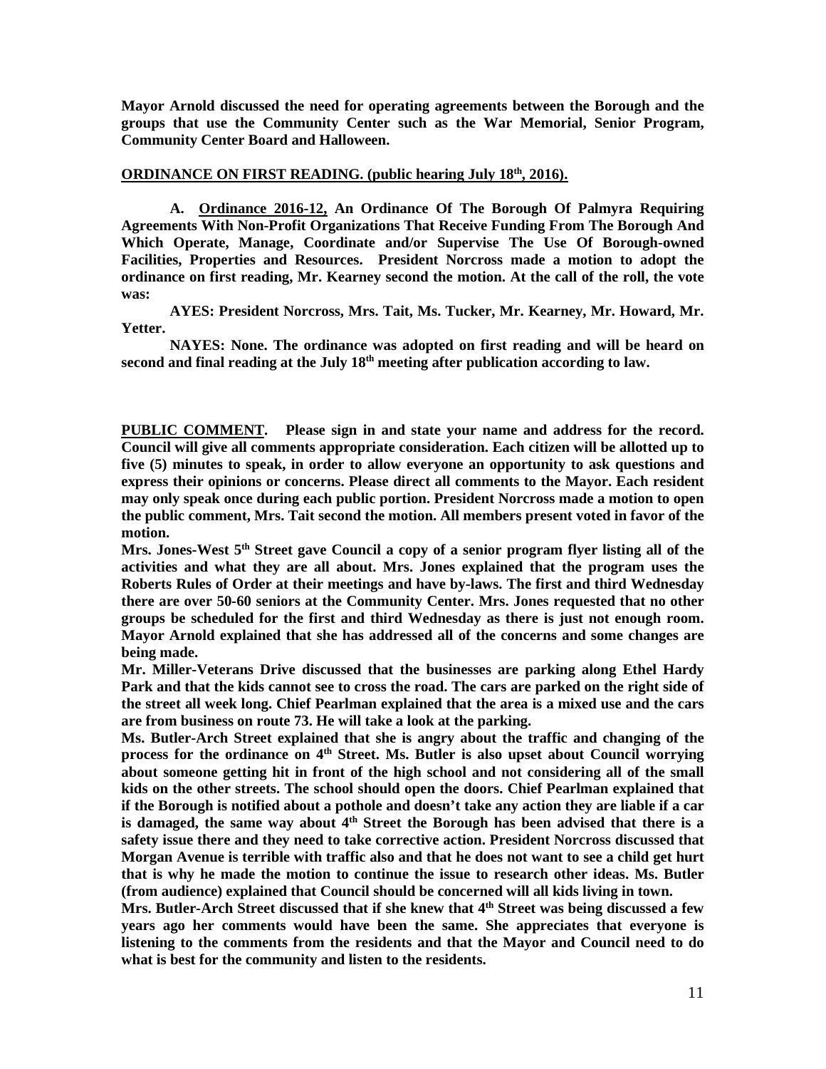**Mayor Arnold discussed the need for operating agreements between the Borough and the groups that use the Community Center such as the War Memorial, Senior Program, Community Center Board and Halloween.**

**ORDINANCE ON FIRST READING. (public hearing July 18th, 2016).**

**A. Ordinance 2016-12, An Ordinance Of The Borough Of Palmyra Requiring Agreements With Non-Profit Organizations That Receive Funding From The Borough And Which Operate, Manage, Coordinate and/or Supervise The Use Of Borough-owned Facilities, Properties and Resources. President Norcross made a motion to adopt the ordinance on first reading, Mr. Kearney second the motion. At the call of the roll, the vote was:**

**AYES: President Norcross, Mrs. Tait, Ms. Tucker, Mr. Kearney, Mr. Howard, Mr. Yetter.**

**NAYES: None. The ordinance was adopted on first reading and will be heard on second and final reading at the July 18th meeting after publication according to law.**

**PUBLIC COMMENT. Please sign in and state your name and address for the record. Council will give all comments appropriate consideration. Each citizen will be allotted up to five (5) minutes to speak, in order to allow everyone an opportunity to ask questions and express their opinions or concerns. Please direct all comments to the Mayor. Each resident may only speak once during each public portion. President Norcross made a motion to open the public comment, Mrs. Tait second the motion. All members present voted in favor of the motion.**

**Mrs. Jones-West 5th Street gave Council a copy of a senior program flyer listing all of the activities and what they are all about. Mrs. Jones explained that the program uses the Roberts Rules of Order at their meetings and have by-laws. The first and third Wednesday there are over 50-60 seniors at the Community Center. Mrs. Jones requested that no other groups be scheduled for the first and third Wednesday as there is just not enough room. Mayor Arnold explained that she has addressed all of the concerns and some changes are being made.**

**Mr. Miller-Veterans Drive discussed that the businesses are parking along Ethel Hardy Park and that the kids cannot see to cross the road. The cars are parked on the right side of the street all week long. Chief Pearlman explained that the area is a mixed use and the cars are from business on route 73. He will take a look at the parking.**

**Ms. Butler-Arch Street explained that she is angry about the traffic and changing of the process for the ordinance on 4th Street. Ms. Butler is also upset about Council worrying about someone getting hit in front of the high school and not considering all of the small kids on the other streets. The school should open the doors. Chief Pearlman explained that if the Borough is notified about a pothole and doesn't take any action they are liable if a car is damaged, the same way about 4th Street the Borough has been advised that there is a safety issue there and they need to take corrective action. President Norcross discussed that Morgan Avenue is terrible with traffic also and that he does not want to see a child get hurt that is why he made the motion to continue the issue to research other ideas. Ms. Butler (from audience) explained that Council should be concerned will all kids living in town.**

**Mrs. Butler-Arch Street discussed that if she knew that 4th Street was being discussed a few years ago her comments would have been the same. She appreciates that everyone is listening to the comments from the residents and that the Mayor and Council need to do what is best for the community and listen to the residents.**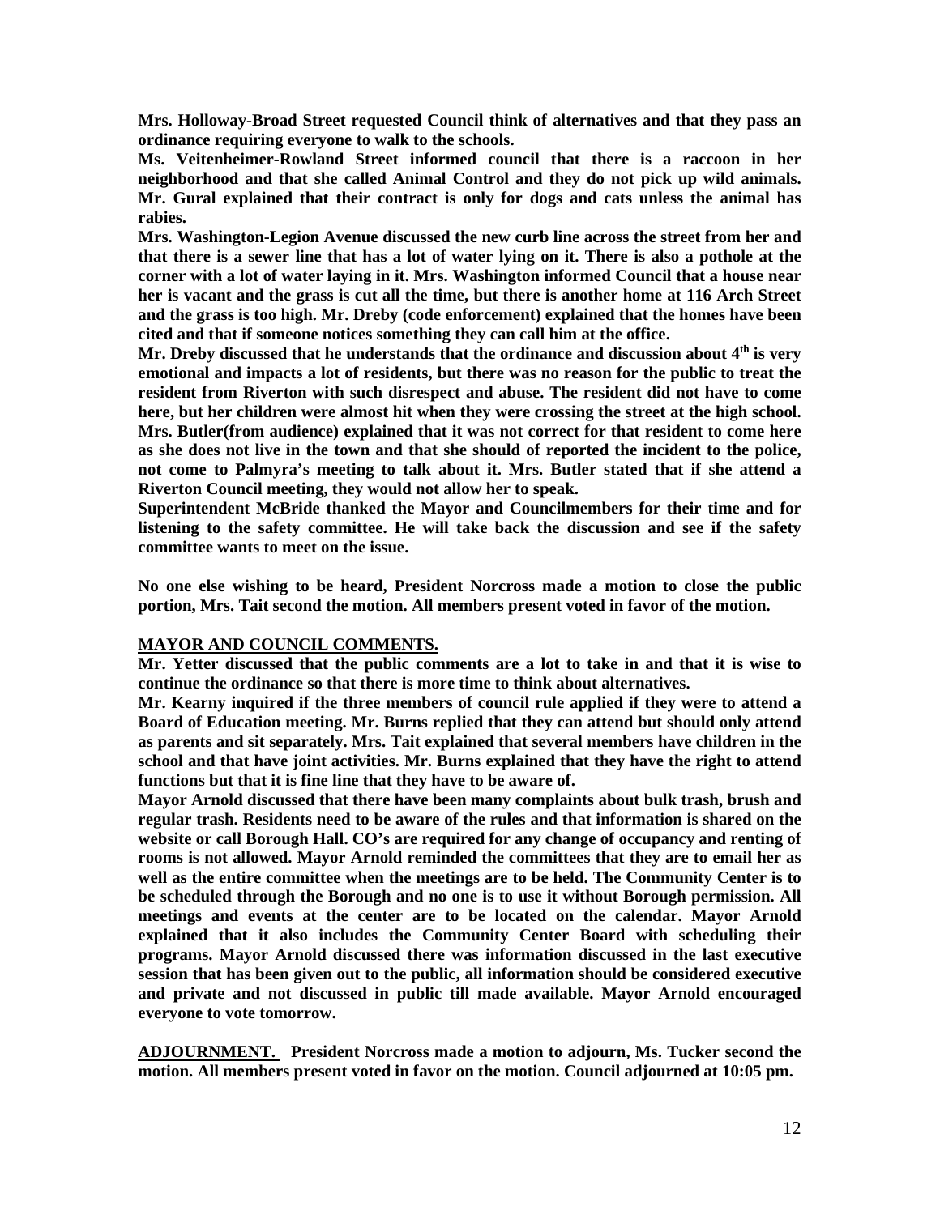**Mrs. Holloway-Broad Street requested Council think of alternatives and that they pass an ordinance requiring everyone to walk to the schools.**

**Ms. Veitenheimer-Rowland Street informed council that there is a raccoon in her neighborhood and that she called Animal Control and they do not pick up wild animals. Mr. Gural explained that their contract is only for dogs and cats unless the animal has rabies.**

**Mrs. Washington-Legion Avenue discussed the new curb line across the street from her and that there is a sewer line that has a lot of water lying on it. There is also a pothole at the corner with a lot of water laying in it. Mrs. Washington informed Council that a house near her is vacant and the grass is cut all the time, but there is another home at 116 Arch Street and the grass is too high. Mr. Dreby (code enforcement) explained that the homes have been cited and that if someone notices something they can call him at the office.**

**Mr. Dreby discussed that he understands that the ordinance and discussion about 4th is very emotional and impacts a lot of residents, but there was no reason for the public to treat the resident from Riverton with such disrespect and abuse. The resident did not have to come here, but her children were almost hit when they were crossing the street at the high school. Mrs. Butler(from audience) explained that it was not correct for that resident to come here as she does not live in the town and that she should of reported the incident to the police, not come to Palmyra's meeting to talk about it. Mrs. Butler stated that if she attend a Riverton Council meeting, they would not allow her to speak.**

**Superintendent McBride thanked the Mayor and Councilmembers for their time and for listening to the safety committee. He will take back the discussion and see if the safety committee wants to meet on the issue.**

**No one else wishing to be heard, President Norcross made a motion to close the public portion, Mrs. Tait second the motion. All members present voted in favor of the motion.**

**MAYOR AND COUNCIL COMMENTS.**

**Mr. Yetter discussed that the public comments are a lot to take in and that it is wise to continue the ordinance so that there is more time to think about alternatives.**

**Mr. Kearny inquired if the three members of council rule applied if they were to attend a Board of Education meeting. Mr. Burns replied that they can attend but should only attend as parents and sit separately. Mrs. Tait explained that several members have children in the school and that have joint activities. Mr. Burns explained that they have the right to attend functions but that it is fine line that they have to be aware of.**

**Mayor Arnold discussed that there have been many complaints about bulk trash, brush and regular trash. Residents need to be aware of the rules and that information is shared on the website or call Borough Hall. CO's are required for any change of occupancy and renting of rooms is not allowed. Mayor Arnold reminded the committees that they are to email her as well as the entire committee when the meetings are to be held. The Community Center is to be scheduled through the Borough and no one is to use it without Borough permission. All meetings and events at the center are to be located on the calendar. Mayor Arnold explained that it also includes the Community Center Board with scheduling their programs. Mayor Arnold discussed there was information discussed in the last executive session that has been given out to the public, all information should be considered executive and private and not discussed in public till made available. Mayor Arnold encouraged everyone to vote tomorrow.**

**ADJOURNMENT. President Norcross made a motion to adjourn, Ms. Tucker second the motion. All members present voted in favor on the motion. Council adjourned at 10:05 pm.**